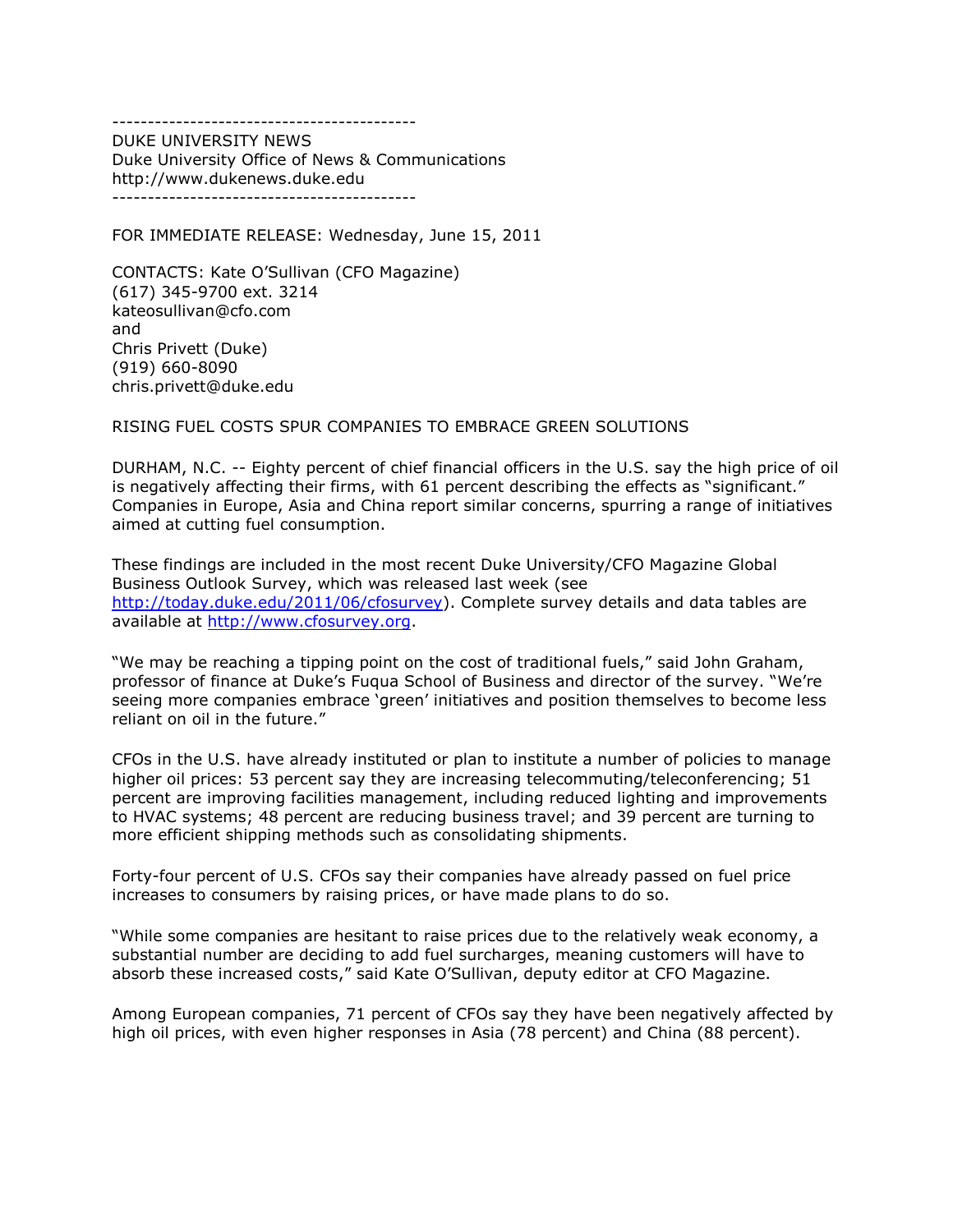-------------------------------------------
DUKE UNIVERSITY NEWS
Duke University Office of News & Communications
http://www.dukenews.duke.edu
-------------------------------------------

FOR IMMEDIATE RELEASE: Wednesday, June 15, 2011

CONTACTS: Kate O'Sullivan (CFO Magazine)
(617) 345-9700 ext. 3214
kateosullivan@cfo.com
and
Chris Privett (Duke)
(919) 660-8090
chris.privett@duke.edu

RISING FUEL COSTS SPUR COMPANIES TO EMBRACE GREEN SOLUTIONS

DURHAM, N.C. -- Eighty percent of chief financial officers in the U.S. say the high price of oil is negatively affecting their firms, with 61 percent describing the effects as "significant." Companies in Europe, Asia and China report similar concerns, spurring a range of initiatives aimed at cutting fuel consumption.

These findings are included in the most recent Duke University/CFO Magazine Global Business Outlook Survey, which was released last week (see http://today.duke.edu/2011/06/cfosurvey). Complete survey details and data tables are available at http://www.cfosurvey.org.

"We may be reaching a tipping point on the cost of traditional fuels," said John Graham, professor of finance at Duke's Fuqua School of Business and director of the survey. "We're seeing more companies embrace 'green' initiatives and position themselves to become less reliant on oil in the future."

CFOs in the U.S. have already instituted or plan to institute a number of policies to manage higher oil prices: 53 percent say they are increasing telecommuting/teleconferencing; 51 percent are improving facilities management, including reduced lighting and improvements to HVAC systems; 48 percent are reducing business travel; and 39 percent are turning to more efficient shipping methods such as consolidating shipments.

Forty-four percent of U.S. CFOs say their companies have already passed on fuel price increases to consumers by raising prices, or have made plans to do so.

"While some companies are hesitant to raise prices due to the relatively weak economy, a substantial number are deciding to add fuel surcharges, meaning customers will have to absorb these increased costs," said Kate O'Sullivan, deputy editor at CFO Magazine.

Among European companies, 71 percent of CFOs say they have been negatively affected by high oil prices, with even higher responses in Asia (78 percent) and China (88 percent).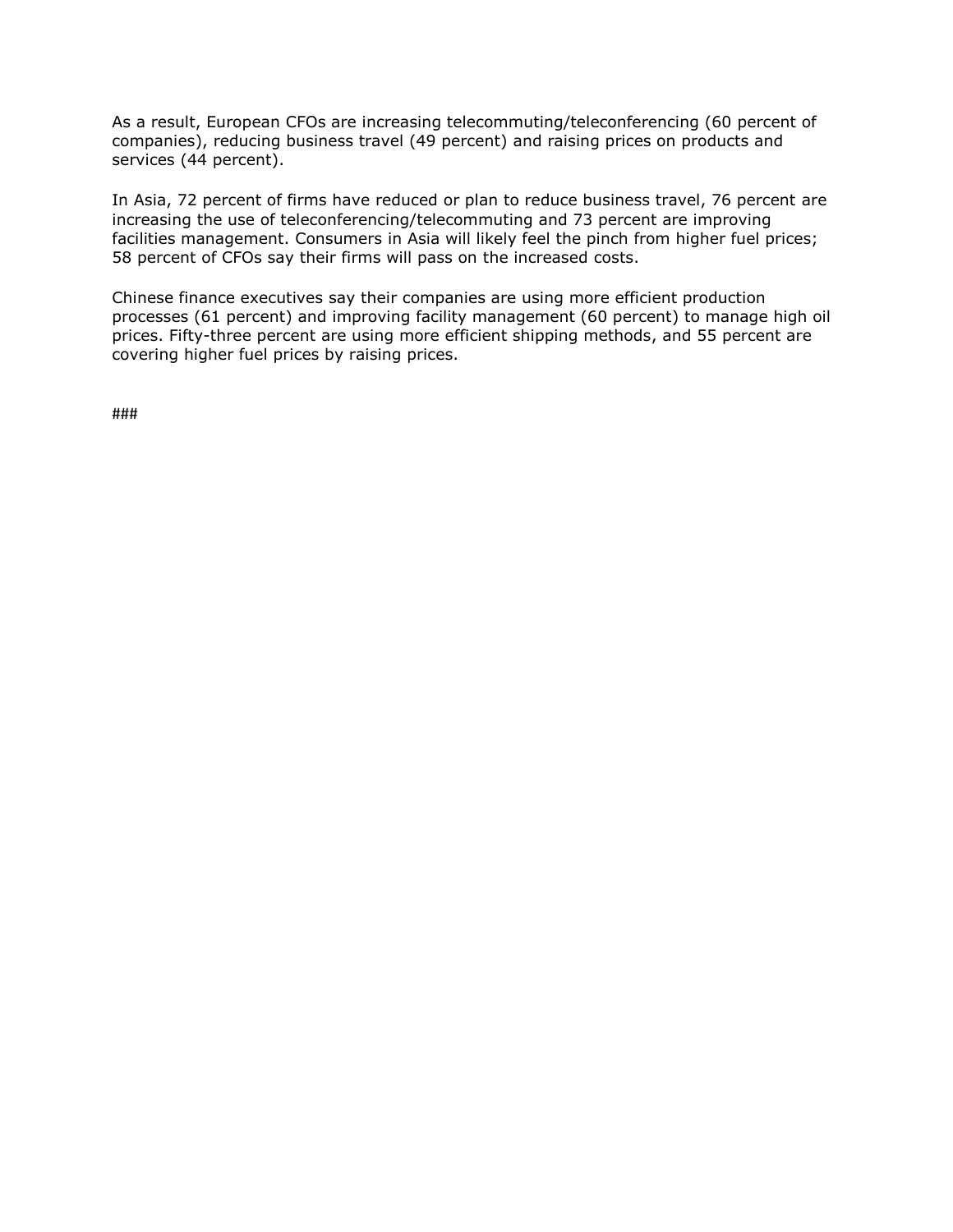As a result, European CFOs are increasing telecommuting/teleconferencing (60 percent of companies), reducing business travel (49 percent) and raising prices on products and services (44 percent).

In Asia, 72 percent of firms have reduced or plan to reduce business travel, 76 percent are increasing the use of teleconferencing/telecommuting and 73 percent are improving facilities management. Consumers in Asia will likely feel the pinch from higher fuel prices; 58 percent of CFOs say their firms will pass on the increased costs.

Chinese finance executives say their companies are using more efficient production processes (61 percent) and improving facility management (60 percent) to manage high oil prices. Fifty-three percent are using more efficient shipping methods, and 55 percent are covering higher fuel prices by raising prices.

###